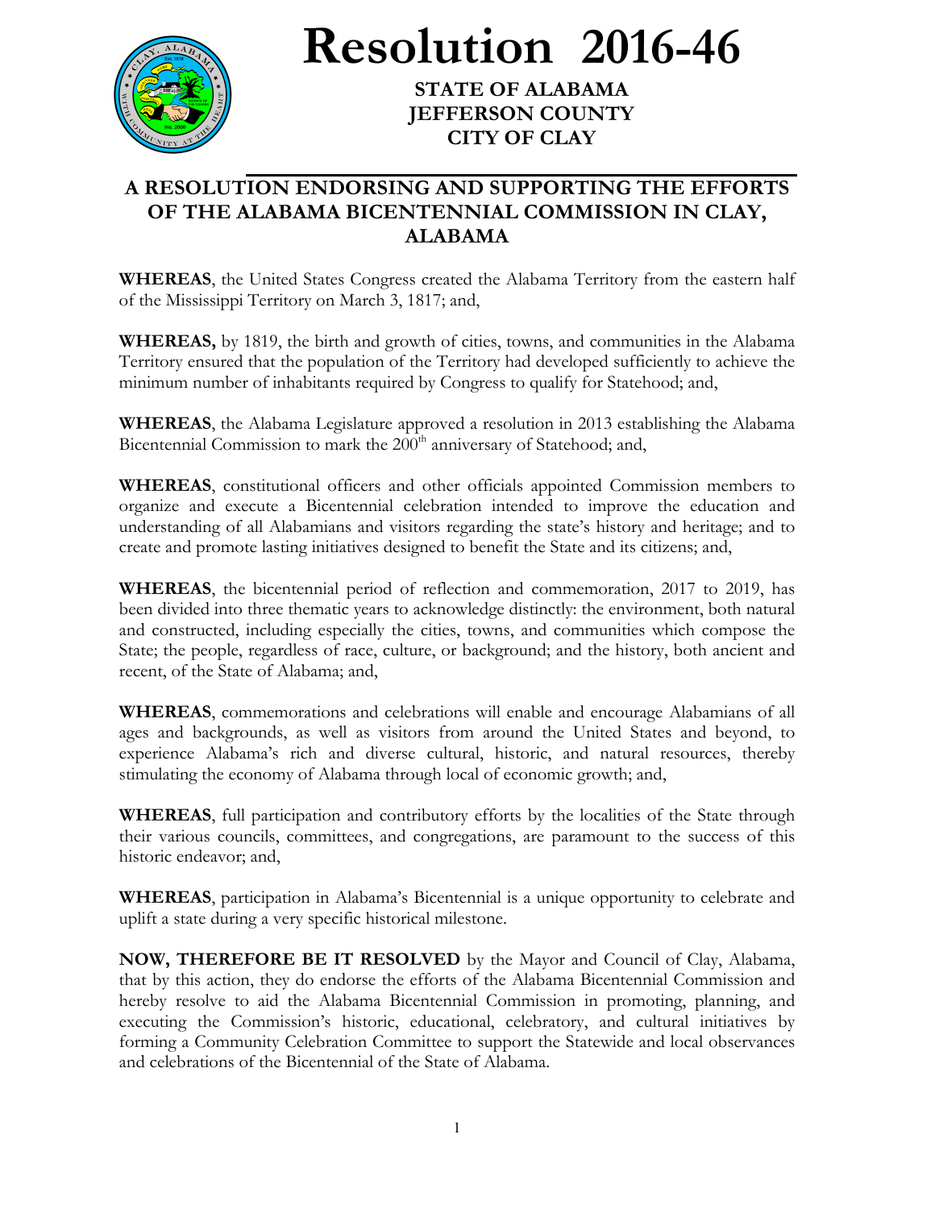# Resolution 2016-46

**STATE OF ALABAMA**
**JEFFERSON COUNTY**
**CITY OF CLAY**

## A RESOLUTION ENDORSING AND SUPPORTING THE EFFORTS OF THE ALABAMA BICENTENNIAL COMMISSION IN CLAY, ALABAMA

**WHEREAS**, the United States Congress created the Alabama Territory from the eastern half of the Mississippi Territory on March 3, 1817; and,

**WHEREAS,** by 1819, the birth and growth of cities, towns, and communities in the Alabama Territory ensured that the population of the Territory had developed sufficiently to achieve the minimum number of inhabitants required by Congress to qualify for Statehood; and,

**WHEREAS**, the Alabama Legislature approved a resolution in 2013 establishing the Alabama Bicentennial Commission to mark the 200th anniversary of Statehood; and,

**WHEREAS**, constitutional officers and other officials appointed Commission members to organize and execute a Bicentennial celebration intended to improve the education and understanding of all Alabamians and visitors regarding the state's history and heritage; and to create and promote lasting initiatives designed to benefit the State and its citizens; and,

**WHEREAS**, the bicentennial period of reflection and commemoration, 2017 to 2019, has been divided into three thematic years to acknowledge distinctly: the environment, both natural and constructed, including especially the cities, towns, and communities which compose the State; the people, regardless of race, culture, or background; and the history, both ancient and recent, of the State of Alabama; and,

**WHEREAS**, commemorations and celebrations will enable and encourage Alabamians of all ages and backgrounds, as well as visitors from around the United States and beyond, to experience Alabama's rich and diverse cultural, historic, and natural resources, thereby stimulating the economy of Alabama through local of economic growth; and,

**WHEREAS**, full participation and contributory efforts by the localities of the State through their various councils, committees, and congregations, are paramount to the success of this historic endeavor; and,

**WHEREAS**, participation in Alabama's Bicentennial is a unique opportunity to celebrate and uplift a state during a very specific historical milestone.

**NOW, THEREFORE BE IT RESOLVED** by the Mayor and Council of Clay, Alabama, that by this action, they do endorse the efforts of the Alabama Bicentennial Commission and hereby resolve to aid the Alabama Bicentennial Commission in promoting, planning, and executing the Commission's historic, educational, celebratory, and cultural initiatives by forming a Community Celebration Committee to support the Statewide and local observances and celebrations of the Bicentennial of the State of Alabama.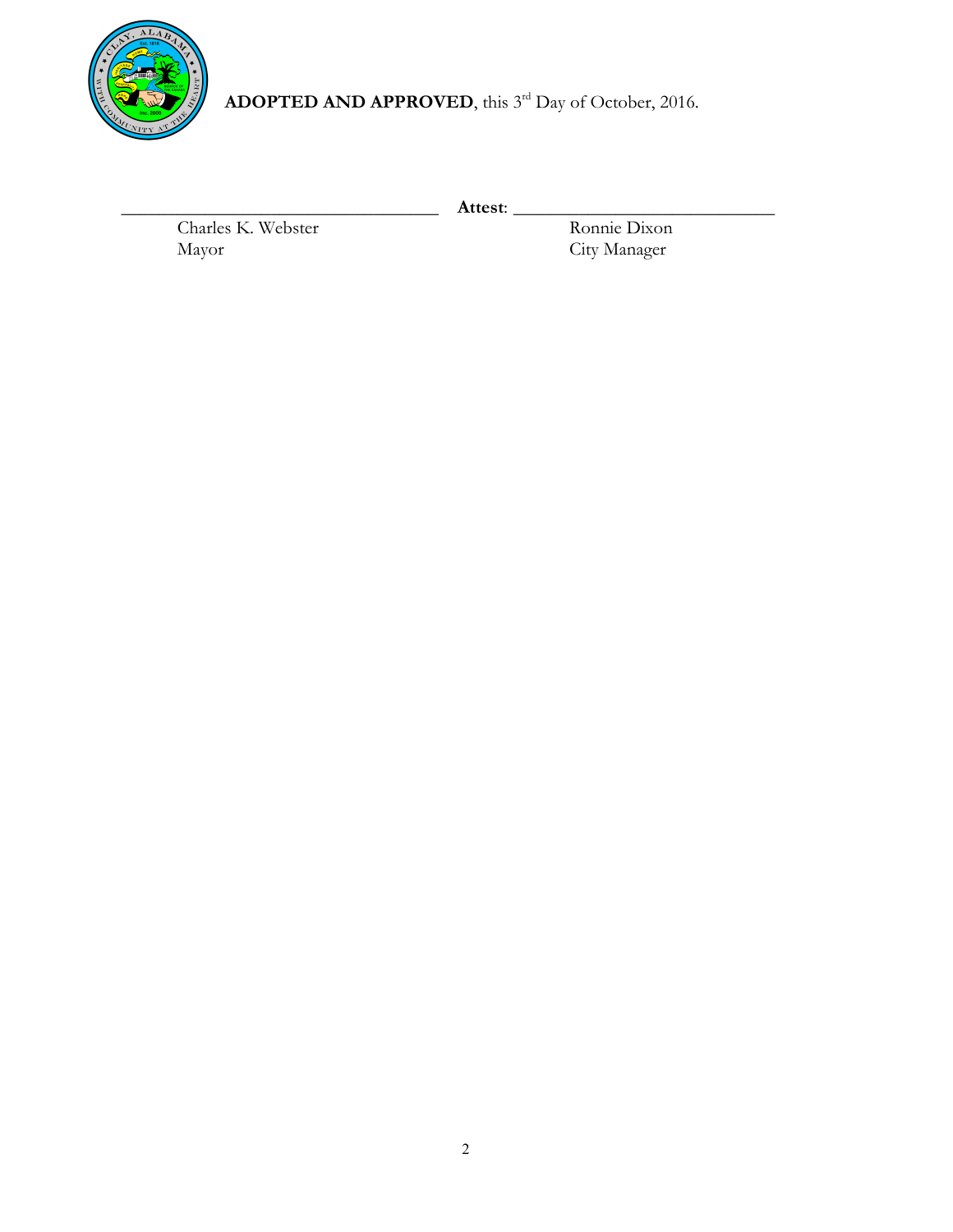**ADOPTED AND APPROVED**, this 3rd Day of October, 2016.

\_\_\_\_\_\_\_\_\_\_\_\_\_\_\_\_\_\_\_\_\_\_\_\_\_\_\_\_\_\_\_\_\_\_\_ **Attest**: \_\_\_\_\_\_\_\_\_\_\_\_\_\_\_\_\_\_\_\_\_\_\_\_\_\_\_\_\_\_\_

Charles K. Webster
Mayor

Ronnie Dixon
City Manager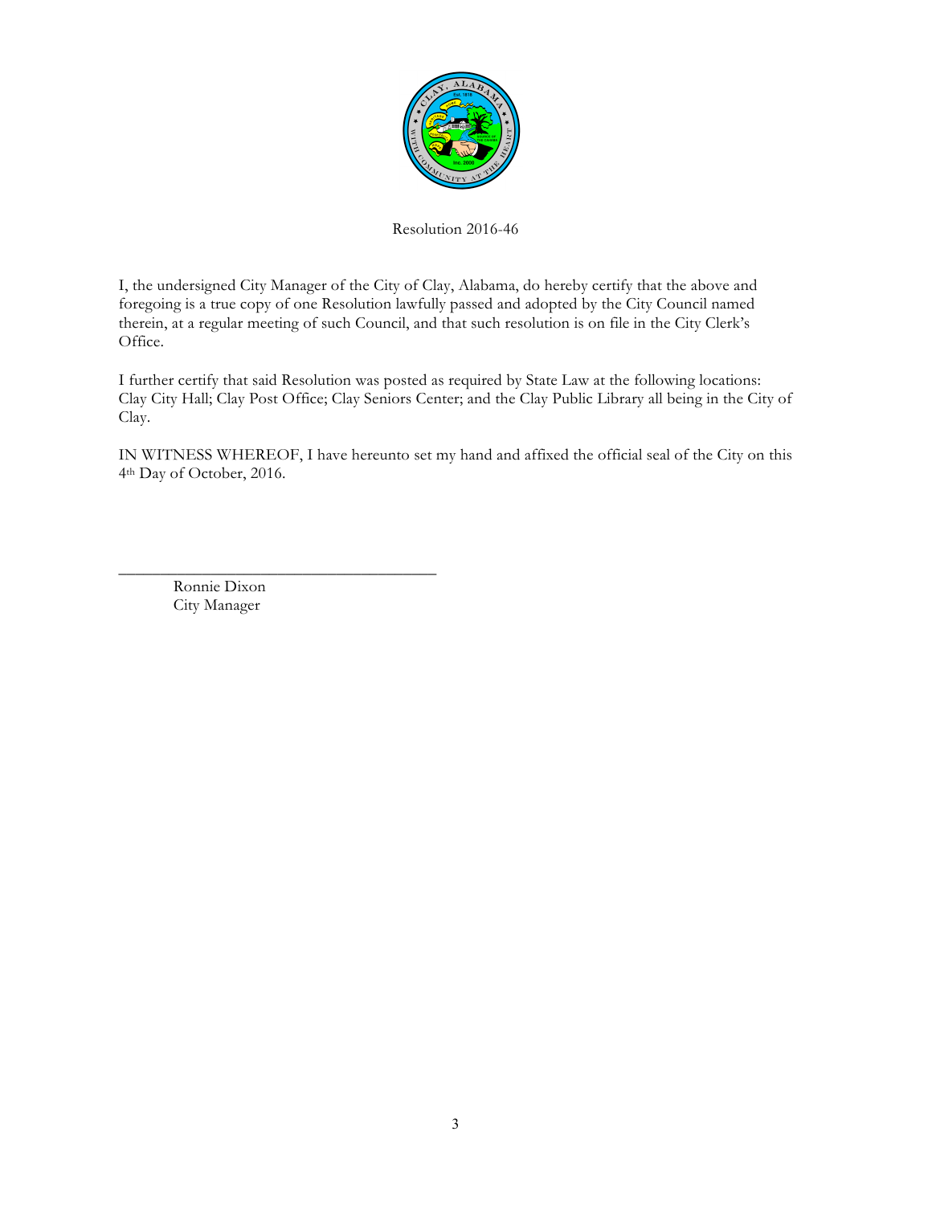Resolution 2016-46

I, the undersigned City Manager of the City of Clay, Alabama, do hereby certify that the above and foregoing is a true copy of one Resolution lawfully passed and adopted by the City Council named therein, at a regular meeting of such Council, and that such resolution is on file in the City Clerk's Office.

I further certify that said Resolution was posted as required by State Law at the following locations: Clay City Hall; Clay Post Office; Clay Seniors Center; and the Clay Public Library all being in the City of Clay.

IN WITNESS WHEREOF, I have hereunto set my hand and affixed the official seal of the City on this 4th Day of October, 2016.

\_\_\_\_\_\_\_\_\_\_\_\_\_\_\_\_\_\_\_\_\_\_\_\_\_\_\_\_\_\_\_\_\_\_\_\_\_\_\_\_

Ronnie Dixon
City Manager